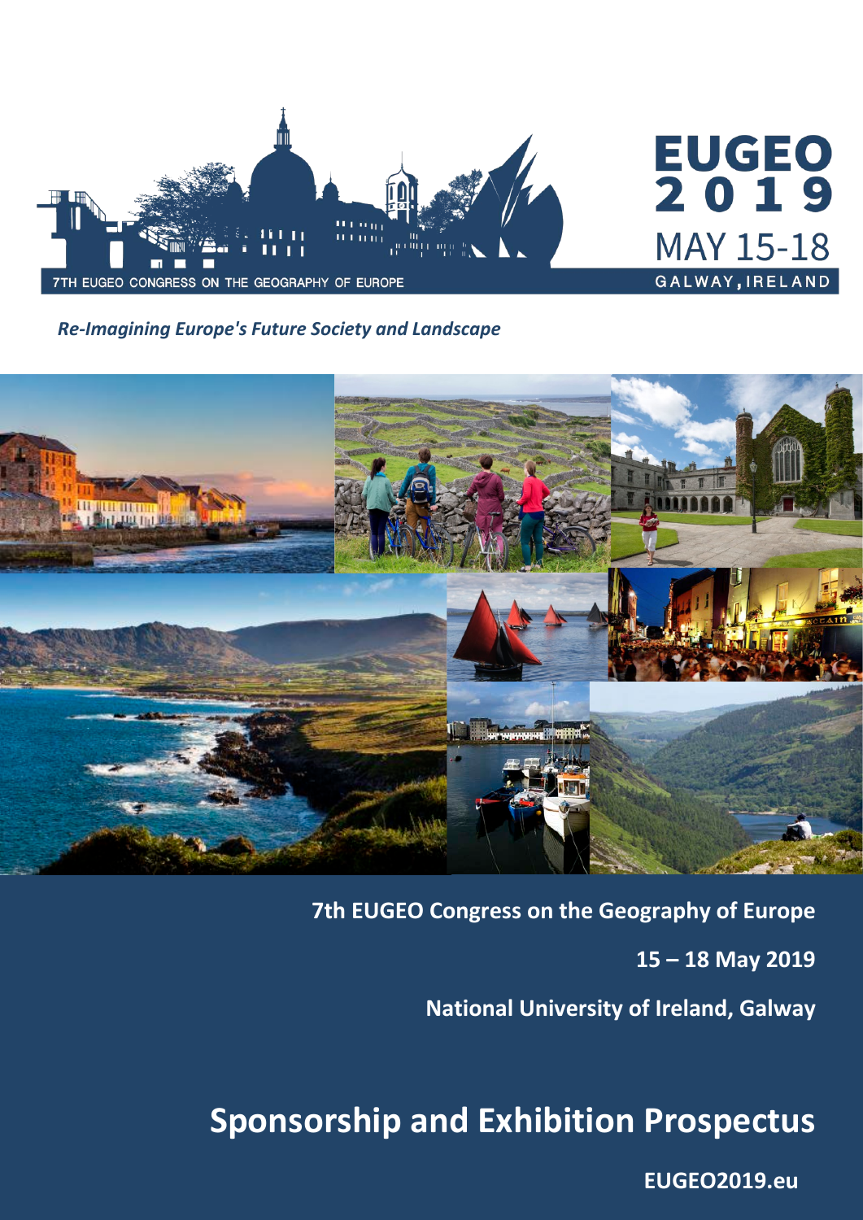7TH EUGEO CONGRESS ON THE GEOGRAPHY OF EUROPE

# EUGEO 2019

MAY 15-18

GALWAY, IRELAND

*Re-Imagining Europe's Future Society and Landscape*

**7th EUGEO Congress on the Geography of Europe**

**15 – 18 May 2019**

**National University of Ireland, Galway**

# Sponsorship and Exhibition Prospectus

**EUGEO2019.eu**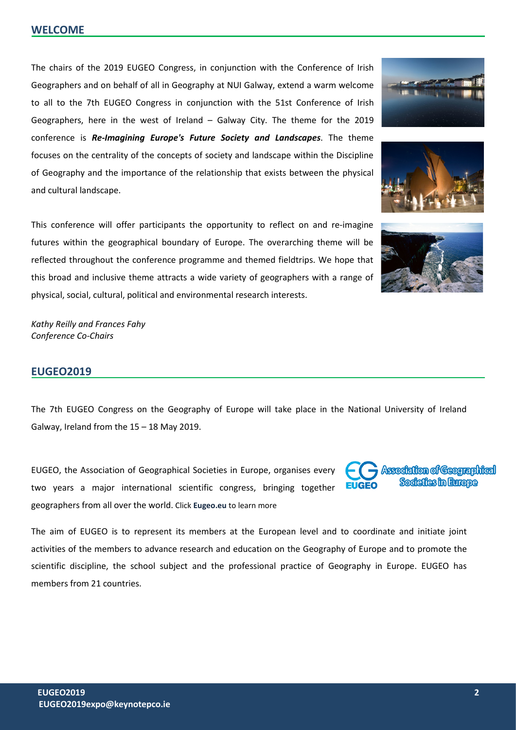## WELCOME

The chairs of the 2019 EUGEO Congress, in conjunction with the Conference of Irish Geographers and on behalf of all in Geography at NUI Galway, extend a warm welcome to all to the 7th EUGEO Congress in conjunction with the 51st Conference of Irish Geographers, here in the west of Ireland – Galway City. The theme for the 2019 conference is ***Re-Imagining Europe's Future Society and Landscapes***. The theme focuses on the centrality of the concepts of society and landscape within the Discipline of Geography and the importance of the relationship that exists between the physical and cultural landscape.

This conference will offer participants the opportunity to reflect on and re-imagine futures within the geographical boundary of Europe. The overarching theme will be reflected throughout the conference programme and themed fieldtrips. We hope that this broad and inclusive theme attracts a wide variety of geographers with a range of physical, social, cultural, political and environmental research interests.

*Kathy Reilly and Frances Fahy*
*Conference Co-Chairs*

## EUGEO2019

The 7th EUGEO Congress on the Geography of Europe will take place in the National University of Ireland Galway, Ireland from the 15 – 18 May 2019.

EUGEO, the Association of Geographical Societies in Europe, organises every two years a major international scientific congress, bringing together geographers from all over the world. Click **Eugeo.eu** to learn more

The aim of EUGEO is to represent its members at the European level and to coordinate and initiate joint activities of the members to advance research and education on the Geography of Europe and to promote the scientific discipline, the school subject and the professional practice of Geography in Europe. EUGEO has members from 21 countries.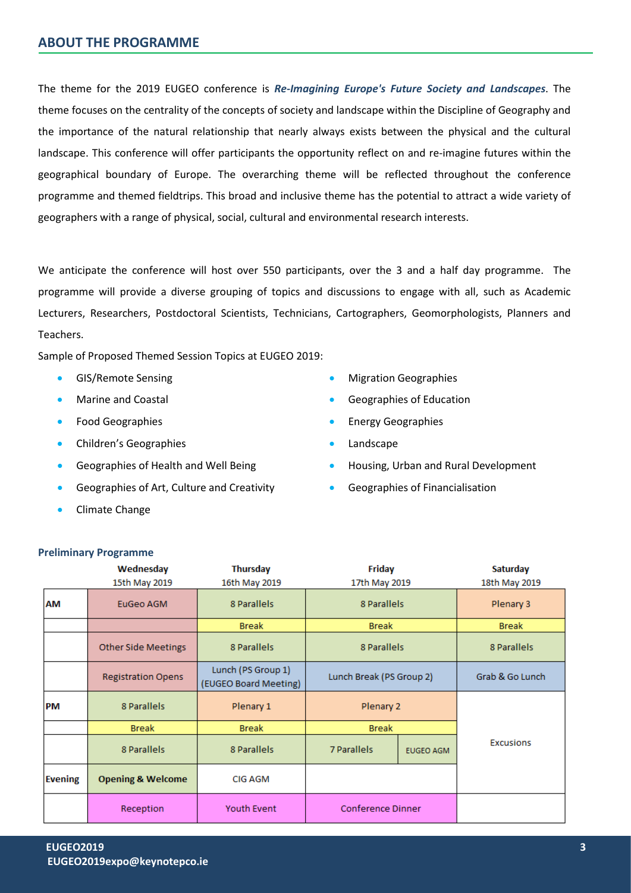## ABOUT THE PROGRAMME

The theme for the 2019 EUGEO conference is ***Re-Imagining Europe's Future Society and Landscapes***. The theme focuses on the centrality of the concepts of society and landscape within the Discipline of Geography and the importance of the natural relationship that nearly always exists between the physical and the cultural landscape. This conference will offer participants the opportunity reflect on and re-imagine futures within the geographical boundary of Europe. The overarching theme will be reflected throughout the conference programme and themed fieldtrips. This broad and inclusive theme has the potential to attract a wide variety of geographers with a range of physical, social, cultural and environmental research interests.

We anticipate the conference will host over 550 participants, over the 3 and a half day programme. The programme will provide a diverse grouping of topics and discussions to engage with all, such as Academic Lecturers, Researchers, Postdoctoral Scientists, Technicians, Cartographers, Geomorphologists, Planners and Teachers.

Sample of Proposed Themed Session Topics at EUGEO 2019:

- GIS/Remote Sensing
- Marine and Coastal
- Food Geographies
- Children's Geographies
- Geographies of Health and Well Being
- Geographies of Art, Culture and Creativity
- Climate Change
- Migration Geographies
- Geographies of Education
- Energy Geographies
- Landscape
- Housing, Urban and Rural Development
- Geographies of Financialisation

### Preliminary Programme

| | Wednesday 15th May 2019 | Thursday 16th May 2019 | Friday 17th May 2019 | | Saturday 18th May 2019 |
|---|---|---|---|---|---|
| AM | EuGeo AGM | 8 Parallels | 8 Parallels | | Plenary 3 |
| | | Break | Break | | Break |
| | Other Side Meetings | 8 Parallels | 8 Parallels | | 8 Parallels |
| | Registration Opens | Lunch (PS Group 1) (EUGEO Board Meeting) | Lunch Break (PS Group 2) | | Grab & Go Lunch |
| PM | 8 Parallels | Plenary 1 | Plenary 2 | | Excusions |
| | Break | Break | Break | | |
| | 8 Parallels | 8 Parallels | 7 Parallels | EUGEO AGM | |
| Evening | **Opening & Welcome** | CIG AGM | | | |
| | Reception | Youth Event | Conference Dinner | | |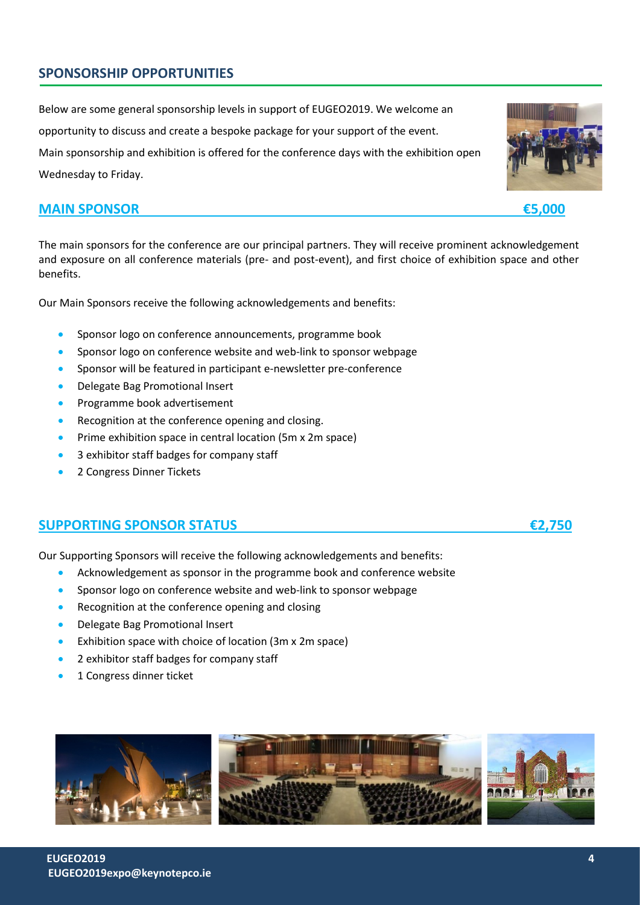## SPONSORSHIP OPPORTUNITIES

Below are some general sponsorship levels in support of EUGEO2019. We welcome an opportunity to discuss and create a bespoke package for your support of the event.

Main sponsorship and exhibition is offered for the conference days with the exhibition open Wednesday to Friday.

### MAIN SPONSOR €5,000

The main sponsors for the conference are our principal partners. They will receive prominent acknowledgement and exposure on all conference materials (pre- and post-event), and first choice of exhibition space and other benefits.

Our Main Sponsors receive the following acknowledgements and benefits:

- Sponsor logo on conference announcements, programme book
- Sponsor logo on conference website and web-link to sponsor webpage
- Sponsor will be featured in participant e-newsletter pre-conference
- Delegate Bag Promotional Insert
- Programme book advertisement
- Recognition at the conference opening and closing.
- Prime exhibition space in central location (5m x 2m space)
- 3 exhibitor staff badges for company staff
- 2 Congress Dinner Tickets

### SUPPORTING SPONSOR STATUS €2,750

Our Supporting Sponsors will receive the following acknowledgements and benefits:

- Acknowledgement as sponsor in the programme book and conference website
- Sponsor logo on conference website and web-link to sponsor webpage
- Recognition at the conference opening and closing
- Delegate Bag Promotional Insert
- Exhibition space with choice of location (3m x 2m space)
- 2 exhibitor staff badges for company staff
- 1 Congress dinner ticket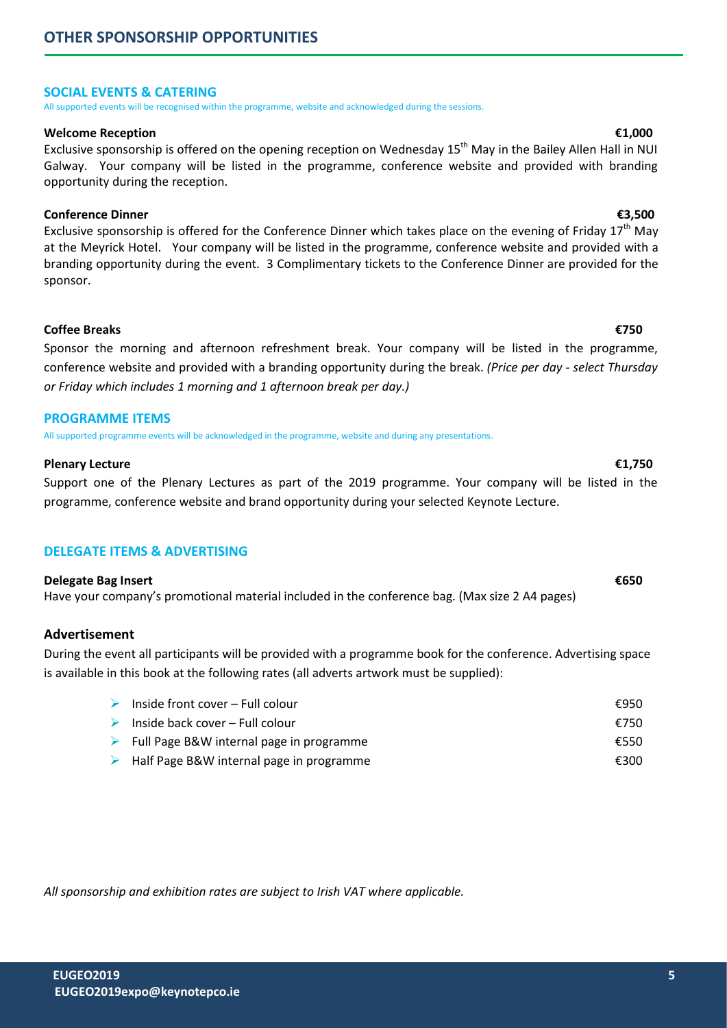# OTHER SPONSORSHIP OPPORTUNITIES

## SOCIAL EVENTS & CATERING

All supported events will be recognised within the programme, website and acknowledged during the sessions.

**Welcome Reception** **€1,000**

Exclusive sponsorship is offered on the opening reception on Wednesday 15th May in the Bailey Allen Hall in NUI Galway. Your company will be listed in the programme, conference website and provided with branding opportunity during the reception.

**Conference Dinner** **€3,500**

Exclusive sponsorship is offered for the Conference Dinner which takes place on the evening of Friday 17th May at the Meyrick Hotel. Your company will be listed in the programme, conference website and provided with a branding opportunity during the event. 3 Complimentary tickets to the Conference Dinner are provided for the sponsor.

**Coffee Breaks** **€750**

Sponsor the morning and afternoon refreshment break. Your company will be listed in the programme, conference website and provided with a branding opportunity during the break. *(Price per day - select Thursday or Friday which includes 1 morning and 1 afternoon break per day.)*

## PROGRAMME ITEMS

All supported programme events will be acknowledged in the programme, website and during any presentations.

**Plenary Lecture** **€1,750**

Support one of the Plenary Lectures as part of the 2019 programme. Your company will be listed in the programme, conference website and brand opportunity during your selected Keynote Lecture.

## DELEGATE ITEMS & ADVERTISING

**Delegate Bag Insert** **€650**

Have your company's promotional material included in the conference bag. (Max size 2 A4 pages)

### Advertisement

During the event all participants will be provided with a programme book for the conference. Advertising space is available in this book at the following rates (all adverts artwork must be supplied):

- Inside front cover – Full colour €950
- Inside back cover – Full colour €750
- Full Page B&W internal page in programme €550
- Half Page B&W internal page in programme €300

*All sponsorship and exhibition rates are subject to Irish VAT where applicable.*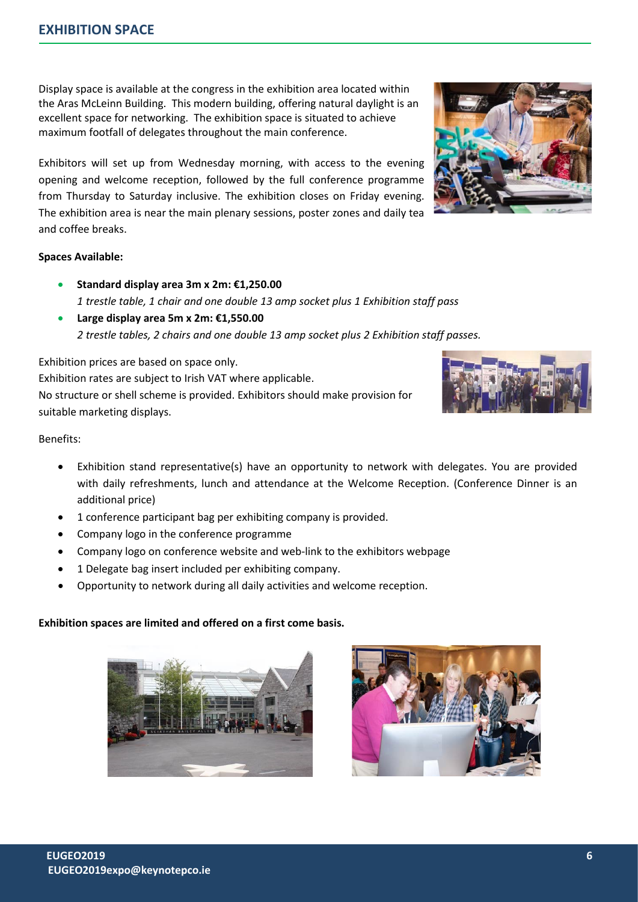## EXHIBITION SPACE

Display space is available at the congress in the exhibition area located within the Aras McLeinn Building. This modern building, offering natural daylight is an excellent space for networking. The exhibition space is situated to achieve maximum footfall of delegates throughout the main conference.

Exhibitors will set up from Wednesday morning, with access to the evening opening and welcome reception, followed by the full conference programme from Thursday to Saturday inclusive. The exhibition closes on Friday evening. The exhibition area is near the main plenary sessions, poster zones and daily tea and coffee breaks.

**Spaces Available:**

- **Standard display area 3m x 2m: €1,250.00**
  *1 trestle table, 1 chair and one double 13 amp socket plus 1 Exhibition staff pass*
- **Large display area 5m x 2m: €1,550.00**
  *2 trestle tables, 2 chairs and one double 13 amp socket plus 2 Exhibition staff passes.*

Exhibition prices are based on space only.
Exhibition rates are subject to Irish VAT where applicable.
No structure or shell scheme is provided. Exhibitors should make provision for suitable marketing displays.

Benefits:

- Exhibition stand representative(s) have an opportunity to network with delegates. You are provided with daily refreshments, lunch and attendance at the Welcome Reception. (Conference Dinner is an additional price)
- 1 conference participant bag per exhibiting company is provided.
- Company logo in the conference programme
- Company logo on conference website and web-link to the exhibitors webpage
- 1 Delegate bag insert included per exhibiting company.
- Opportunity to network during all daily activities and welcome reception.

**Exhibition spaces are limited and offered on a first come basis.**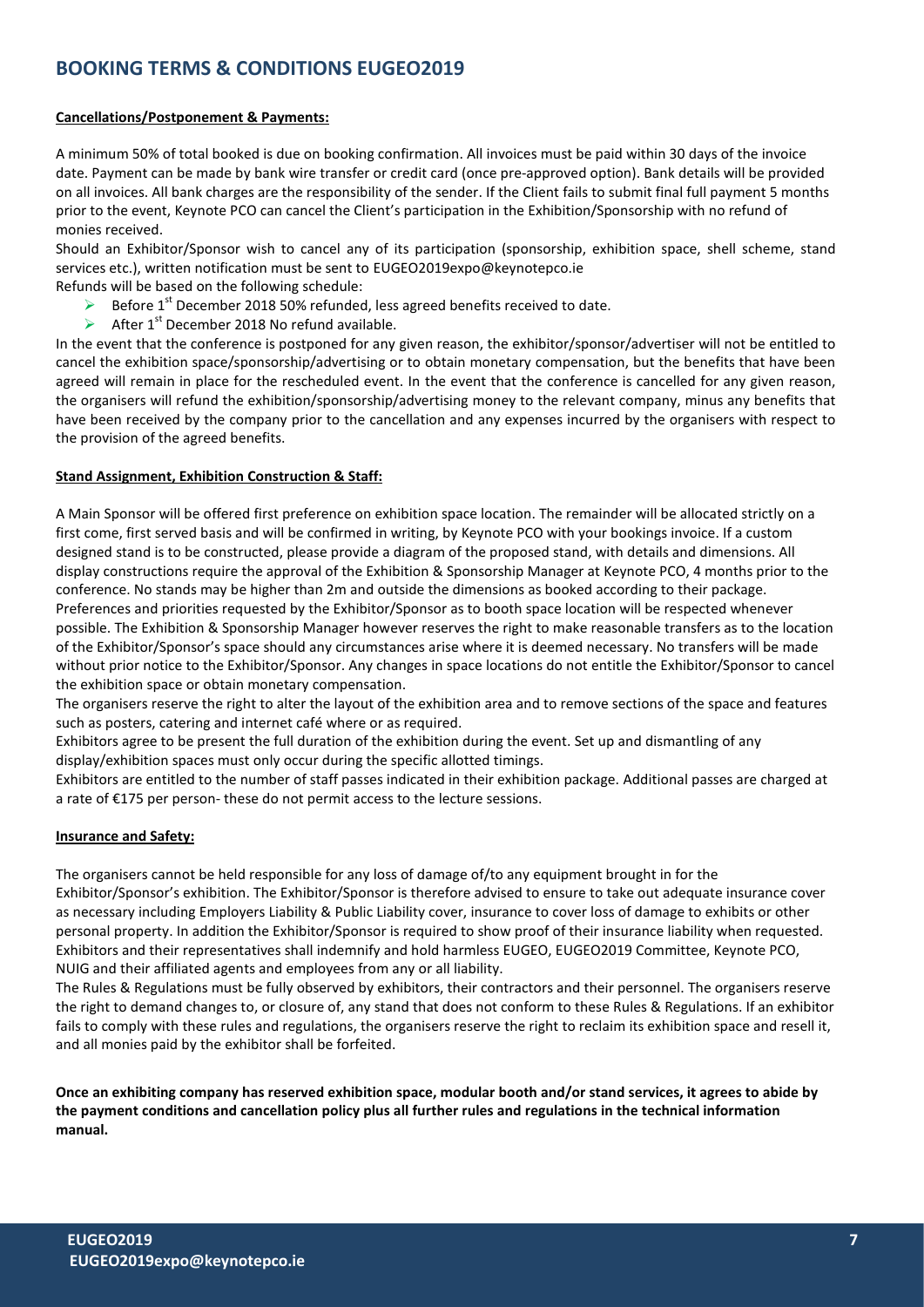# BOOKING TERMS & CONDITIONS EUGEO2019

**Cancellations/Postponement & Payments:**

A minimum 50% of total booked is due on booking confirmation. All invoices must be paid within 30 days of the invoice date. Payment can be made by bank wire transfer or credit card (once pre-approved option). Bank details will be provided on all invoices. All bank charges are the responsibility of the sender. If the Client fails to submit final full payment 5 months prior to the event, Keynote PCO can cancel the Client's participation in the Exhibition/Sponsorship with no refund of monies received.

Should an Exhibitor/Sponsor wish to cancel any of its participation (sponsorship, exhibition space, shell scheme, stand services etc.), written notification must be sent to EUGEO2019expo@keynotepco.ie

Refunds will be based on the following schedule:

- Before 1st December 2018 50% refunded, less agreed benefits received to date.
- After 1st December 2018 No refund available.

In the event that the conference is postponed for any given reason, the exhibitor/sponsor/advertiser will not be entitled to cancel the exhibition space/sponsorship/advertising or to obtain monetary compensation, but the benefits that have been agreed will remain in place for the rescheduled event. In the event that the conference is cancelled for any given reason, the organisers will refund the exhibition/sponsorship/advertising money to the relevant company, minus any benefits that have been received by the company prior to the cancellation and any expenses incurred by the organisers with respect to the provision of the agreed benefits.

**Stand Assignment, Exhibition Construction & Staff:**

A Main Sponsor will be offered first preference on exhibition space location. The remainder will be allocated strictly on a first come, first served basis and will be confirmed in writing, by Keynote PCO with your bookings invoice. If a custom designed stand is to be constructed, please provide a diagram of the proposed stand, with details and dimensions. All display constructions require the approval of the Exhibition & Sponsorship Manager at Keynote PCO, 4 months prior to the conference. No stands may be higher than 2m and outside the dimensions as booked according to their package.

Preferences and priorities requested by the Exhibitor/Sponsor as to booth space location will be respected whenever possible. The Exhibition & Sponsorship Manager however reserves the right to make reasonable transfers as to the location of the Exhibitor/Sponsor's space should any circumstances arise where it is deemed necessary. No transfers will be made without prior notice to the Exhibitor/Sponsor. Any changes in space locations do not entitle the Exhibitor/Sponsor to cancel the exhibition space or obtain monetary compensation.

The organisers reserve the right to alter the layout of the exhibition area and to remove sections of the space and features such as posters, catering and internet café where or as required.

Exhibitors agree to be present the full duration of the exhibition during the event. Set up and dismantling of any display/exhibition spaces must only occur during the specific allotted timings.

Exhibitors are entitled to the number of staff passes indicated in their exhibition package. Additional passes are charged at a rate of €175 per person- these do not permit access to the lecture sessions.

**Insurance and Safety:**

The organisers cannot be held responsible for any loss of damage of/to any equipment brought in for the Exhibitor/Sponsor's exhibition. The Exhibitor/Sponsor is therefore advised to ensure to take out adequate insurance cover as necessary including Employers Liability & Public Liability cover, insurance to cover loss of damage to exhibits or other personal property. In addition the Exhibitor/Sponsor is required to show proof of their insurance liability when requested. Exhibitors and their representatives shall indemnify and hold harmless EUGEO, EUGEO2019 Committee, Keynote PCO, NUIG and their affiliated agents and employees from any or all liability.

The Rules & Regulations must be fully observed by exhibitors, their contractors and their personnel. The organisers reserve the right to demand changes to, or closure of, any stand that does not conform to these Rules & Regulations. If an exhibitor fails to comply with these rules and regulations, the organisers reserve the right to reclaim its exhibition space and resell it, and all monies paid by the exhibitor shall be forfeited.

**Once an exhibiting company has reserved exhibition space, modular booth and/or stand services, it agrees to abide by the payment conditions and cancellation policy plus all further rules and regulations in the technical information manual.**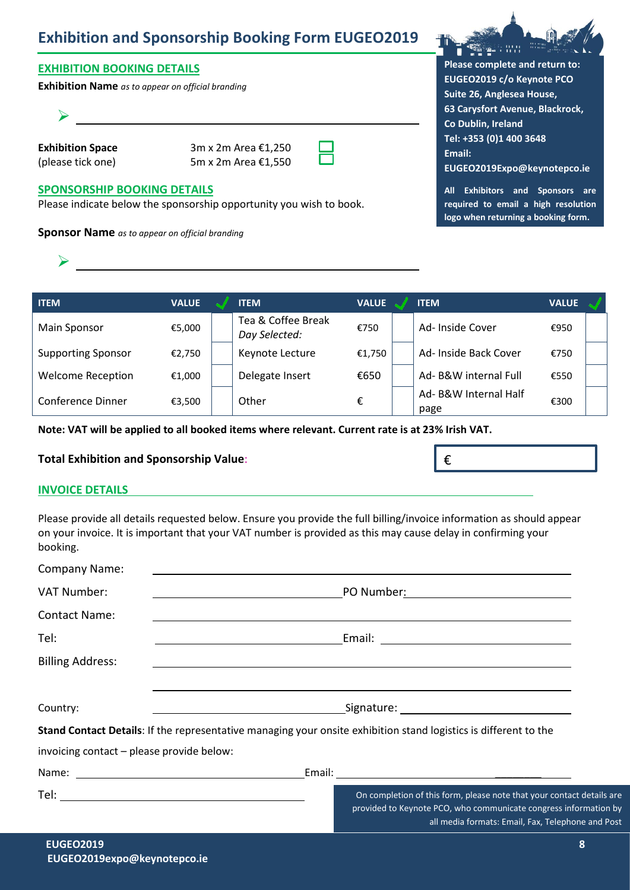# Exhibition and Sponsorship Booking Form EUGEO2019

## EXHIBITION BOOKING DETAILS

**Exhibition Name** *as to appear on official branding*

➢ ____________________________________________

**Exhibition Space** (please tick one)

3m x 2m Area €1,250 ☐
5m x 2m Area €1,550 ☐

**Please complete and return to:**
**EUGEO2019 c/o Keynote PCO**
**Suite 26, Anglesea House,**
**63 Carysfort Avenue, Blackrock,**
**Co Dublin, Ireland**
**Tel: +353 (0)1 400 3648**
**Email:**
**EUGEO2019Expo@keynotepco.ie**

**All Exhibitors and Sponsors are required to email a high resolution logo when returning a booking form.**

## SPONSORSHIP BOOKING DETAILS

Please indicate below the sponsorship opportunity you wish to book.

**Sponsor Name** *as to appear on official branding*

➢ ____________________________________________

| ITEM | VALUE | ✓ | ITEM | VALUE | ✓ | ITEM | VALUE | ✓ |
|---|---|---|---|---|---|---|---|---|
| Main Sponsor | €5,000 | | Tea & Coffee Break *Day Selected:* | €750 | | Ad- Inside Cover | €950 | |
| Supporting Sponsor | €2,750 | | Keynote Lecture | €1,750 | | Ad- Inside Back Cover | €750 | |
| Welcome Reception | €1,000 | | Delegate Insert | €650 | | Ad- B&W internal Full | €550 | |
| Conference Dinner | €3,500 | | Other | € | | Ad- B&W Internal Half page | €300 | |

**Note: VAT will be applied to all booked items where relevant. Current rate is at 23% Irish VAT.**

**Total Exhibition and Sponsorship Value:** €

## INVOICE DETAILS

Please provide all details requested below. Ensure you provide the full billing/invoice information as should appear on your invoice. It is important that your VAT number is provided as this may cause delay in confirming your booking.

Company Name: ____________________________________________

VAT Number: ____________________ PO Number: ____________________

Contact Name: ____________________________________________

Tel: ____________________ Email: ____________________

Billing Address: ____________________________________________

____________________________________________

Country: ____________________ Signature: ____________________

**Stand Contact Details**: If the representative managing your onsite exhibition stand logistics is different to the invoicing contact – please provide below:

Name: ____________________ Email: ____________________

Tel: ____________________

On completion of this form, please note that your contact details are provided to Keynote PCO, who communicate congress information by all media formats: Email, Fax, Telephone and Post